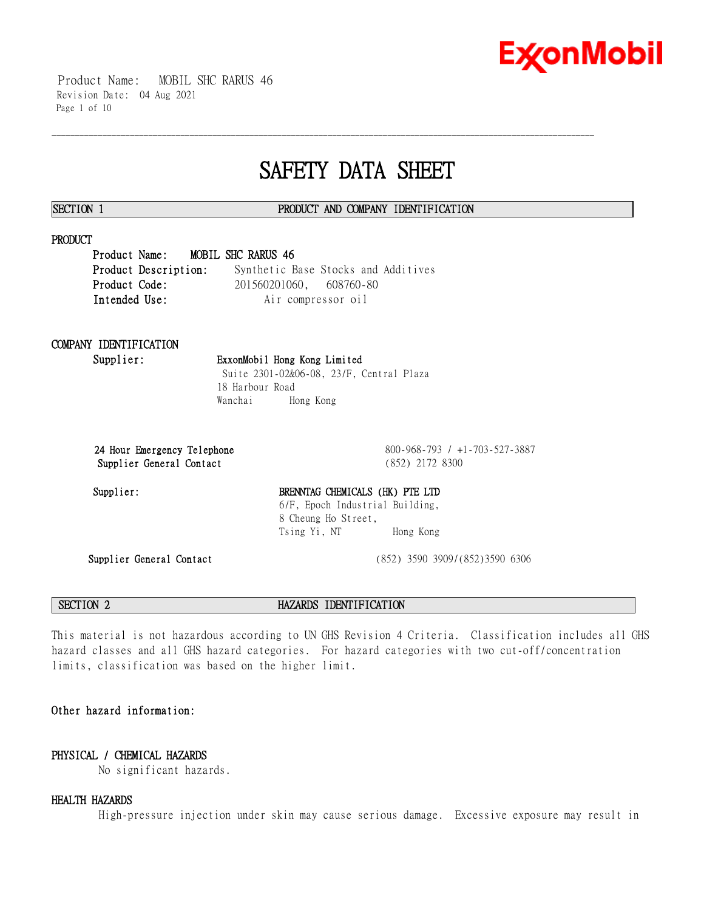# SAFETY DATA SHEET

## SECTION 1 PRODUCT AND COMPANY IDENTIFICATION

### PRODUCT

**Product Name:** **MOBIL SHC RARUS 46**
**Product Description:** Synthetic Base Stocks and Additives
**Product Code:** 201560201060, 608760-80
**Intended Use:** Air compressor oil

### COMPANY IDENTIFICATION

**Supplier:** **ExxonMobil Hong Kong Limited**
Suite 2301-02&06-08, 23/F, Central Plaza
18 Harbour Road
Wanchai Hong Kong

**24 Hour Emergency Telephone** 800-968-793 / +1-703-527-3887
**Supplier General Contact** (852) 2172 8300

**Supplier:** **BRENNTAG CHEMICALS (HK) PTE LTD**
6/F, Epoch Industrial Building,
8 Cheung Ho Street,
Tsing Yi, NT Hong Kong

**Supplier General Contact** (852) 3590 3909/(852)3590 6306

## SECTION 2 HAZARDS IDENTIFICATION

This material is not hazardous according to UN GHS Revision 4 Criteria. Classification includes all GHS hazard classes and all GHS hazard categories. For hazard categories with two cut-off/concentration limits, classification was based on the higher limit.

**Other hazard information:**

### PHYSICAL / CHEMICAL HAZARDS

No significant hazards.

### HEALTH HAZARDS

High-pressure injection under skin may cause serious damage. Excessive exposure may result in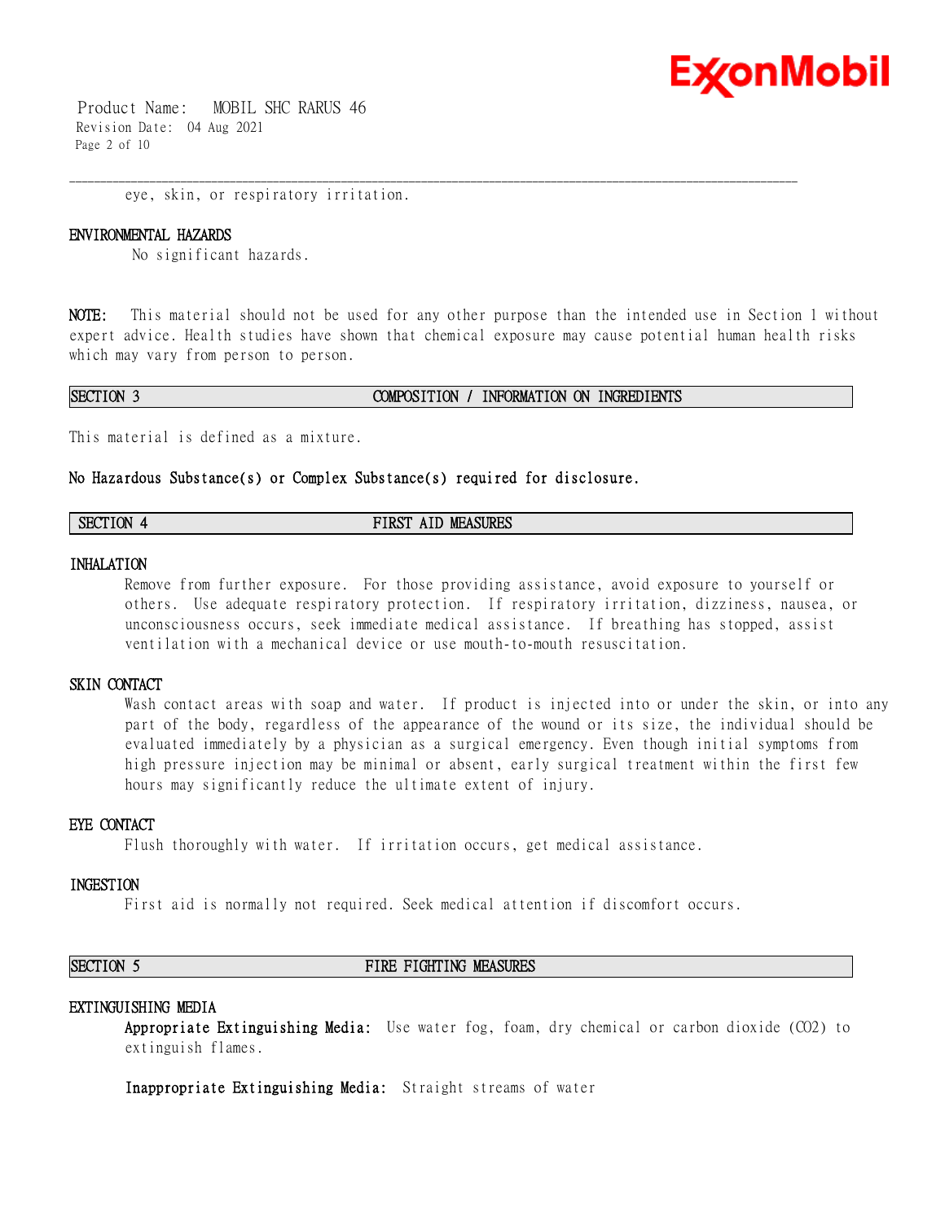eye, skin, or respiratory irritation.

### ENVIRONMENTAL HAZARDS

No significant hazards.

**NOTE:** This material should not be used for any other purpose than the intended use in Section 1 without expert advice. Health studies have shown that chemical exposure may cause potential human health risks which may vary from person to person.

## SECTION 3 COMPOSITION / INFORMATION ON INGREDIENTS

This material is defined as a mixture.

**No Hazardous Substance(s) or Complex Substance(s) required for disclosure.**

## SECTION 4 FIRST AID MEASURES

### INHALATION

Remove from further exposure. For those providing assistance, avoid exposure to yourself or others. Use adequate respiratory protection. If respiratory irritation, dizziness, nausea, or unconsciousness occurs, seek immediate medical assistance. If breathing has stopped, assist ventilation with a mechanical device or use mouth-to-mouth resuscitation.

### SKIN CONTACT

Wash contact areas with soap and water. If product is injected into or under the skin, or into any part of the body, regardless of the appearance of the wound or its size, the individual should be evaluated immediately by a physician as a surgical emergency. Even though initial symptoms from high pressure injection may be minimal or absent, early surgical treatment within the first few hours may significantly reduce the ultimate extent of injury.

### EYE CONTACT

Flush thoroughly with water. If irritation occurs, get medical assistance.

### INGESTION

First aid is normally not required. Seek medical attention if discomfort occurs.

## SECTION 5 FIRE FIGHTING MEASURES

### EXTINGUISHING MEDIA

**Appropriate Extinguishing Media:** Use water fog, foam, dry chemical or carbon dioxide ($CO_2$) to extinguish flames.

**Inappropriate Extinguishing Media:** Straight streams of water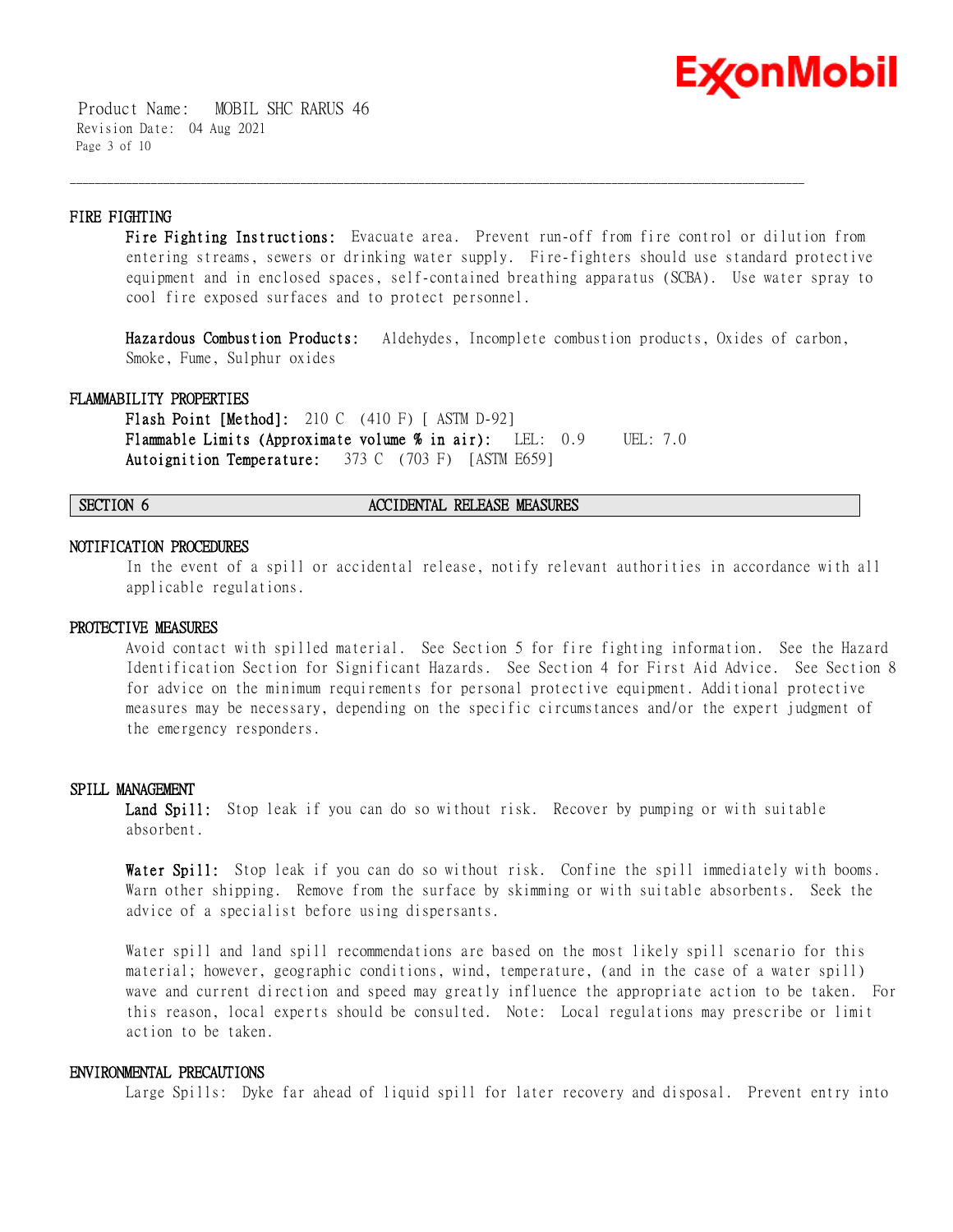### FIRE FIGHTING

**Fire Fighting Instructions:** Evacuate area. Prevent run-off from fire control or dilution from entering streams, sewers or drinking water supply. Fire-fighters should use standard protective equipment and in enclosed spaces, self-contained breathing apparatus (SCBA). Use water spray to cool fire exposed surfaces and to protect personnel.

**Hazardous Combustion Products:** Aldehydes, Incomplete combustion products, Oxides of carbon, Smoke, Fume, Sulphur oxides

### FLAMMABILITY PROPERTIES

**Flash Point [Method]:** 210 C (410 F) [ ASTM D-92]
**Flammable Limits (Approximate volume % in air):** LEL: 0.9 UEL: 7.0
**Autoignition Temperature:** 373 C (703 F) [ASTM E659]

## SECTION 6 ACCIDENTAL RELEASE MEASURES

### NOTIFICATION PROCEDURES

In the event of a spill or accidental release, notify relevant authorities in accordance with all applicable regulations.

### PROTECTIVE MEASURES

Avoid contact with spilled material. See Section 5 for fire fighting information. See the Hazard Identification Section for Significant Hazards. See Section 4 for First Aid Advice. See Section 8 for advice on the minimum requirements for personal protective equipment. Additional protective measures may be necessary, depending on the specific circumstances and/or the expert judgment of the emergency responders.

### SPILL MANAGEMENT

**Land Spill:** Stop leak if you can do so without risk. Recover by pumping or with suitable absorbent.

**Water Spill:** Stop leak if you can do so without risk. Confine the spill immediately with booms. Warn other shipping. Remove from the surface by skimming or with suitable absorbents. Seek the advice of a specialist before using dispersants.

Water spill and land spill recommendations are based on the most likely spill scenario for this material; however, geographic conditions, wind, temperature, (and in the case of a water spill) wave and current direction and speed may greatly influence the appropriate action to be taken. For this reason, local experts should be consulted. Note: Local regulations may prescribe or limit action to be taken.

### ENVIRONMENTAL PRECAUTIONS

Large Spills: Dyke far ahead of liquid spill for later recovery and disposal. Prevent entry into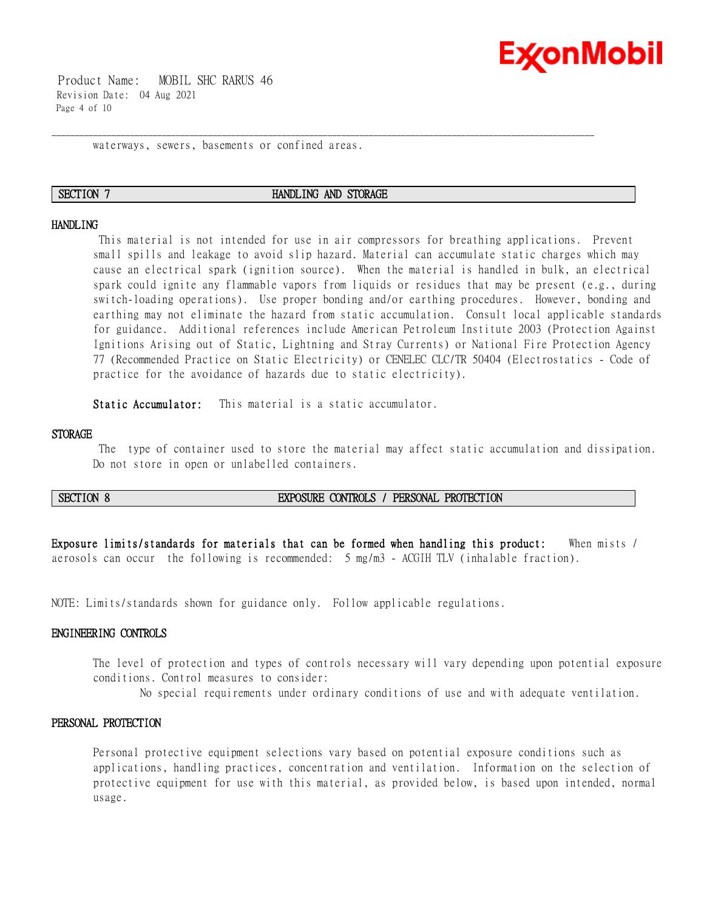waterways, sewers, basements or confined areas.

## SECTION 7 HANDLING AND STORAGE

### HANDLING

This material is not intended for use in air compressors for breathing applications. Prevent small spills and leakage to avoid slip hazard. Material can accumulate static charges which may cause an electrical spark (ignition source). When the material is handled in bulk, an electrical spark could ignite any flammable vapors from liquids or residues that may be present (e.g., during switch-loading operations). Use proper bonding and/or earthing procedures. However, bonding and earthing may not eliminate the hazard from static accumulation. Consult local applicable standards for guidance. Additional references include American Petroleum Institute 2003 (Protection Against Ignitions Arising out of Static, Lightning and Stray Currents) or National Fire Protection Agency 77 (Recommended Practice on Static Electricity) or CENELEC CLC/TR 50404 (Electrostatics - Code of practice for the avoidance of hazards due to static electricity).

**Static Accumulator:** This material is a static accumulator.

### STORAGE

The type of container used to store the material may affect static accumulation and dissipation. Do not store in open or unlabelled containers.

## SECTION 8 EXPOSURE CONTROLS / PERSONAL PROTECTION

**Exposure limits/standards for materials that can be formed when handling this product:** When mists / aerosols can occur the following is recommended: 5 mg/m3 - ACGIH TLV (inhalable fraction).

NOTE: Limits/standards shown for guidance only. Follow applicable regulations.

### ENGINEERING CONTROLS

The level of protection and types of controls necessary will vary depending upon potential exposure conditions. Control measures to consider:

No special requirements under ordinary conditions of use and with adequate ventilation.

### PERSONAL PROTECTION

Personal protective equipment selections vary based on potential exposure conditions such as applications, handling practices, concentration and ventilation. Information on the selection of protective equipment for use with this material, as provided below, is based upon intended, normal usage.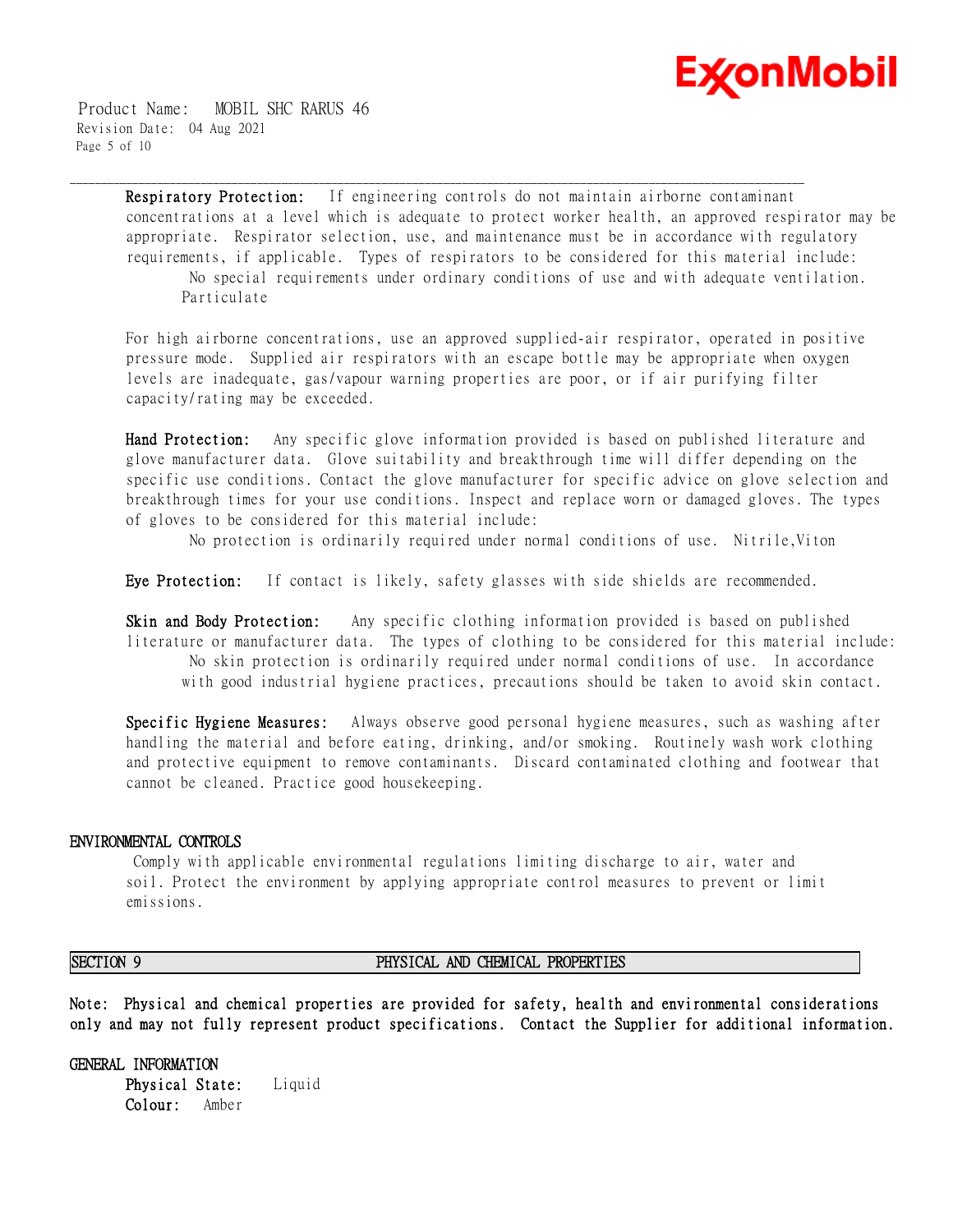**Respiratory Protection:** If engineering controls do not maintain airborne contaminant concentrations at a level which is adequate to protect worker health, an approved respirator may be appropriate. Respirator selection, use, and maintenance must be in accordance with regulatory requirements, if applicable. Types of respirators to be considered for this material include:

No special requirements under ordinary conditions of use and with adequate ventilation.
Particulate

For high airborne concentrations, use an approved supplied-air respirator, operated in positive pressure mode. Supplied air respirators with an escape bottle may be appropriate when oxygen levels are inadequate, gas/vapour warning properties are poor, or if air purifying filter capacity/rating may be exceeded.

**Hand Protection:** Any specific glove information provided is based on published literature and glove manufacturer data. Glove suitability and breakthrough time will differ depending on the specific use conditions. Contact the glove manufacturer for specific advice on glove selection and breakthrough times for your use conditions. Inspect and replace worn or damaged gloves. The types of gloves to be considered for this material include:

No protection is ordinarily required under normal conditions of use. Nitrile,Viton

**Eye Protection:** If contact is likely, safety glasses with side shields are recommended.

**Skin and Body Protection:** Any specific clothing information provided is based on published literature or manufacturer data. The types of clothing to be considered for this material include:

No skin protection is ordinarily required under normal conditions of use. In accordance with good industrial hygiene practices, precautions should be taken to avoid skin contact.

**Specific Hygiene Measures:** Always observe good personal hygiene measures, such as washing after handling the material and before eating, drinking, and/or smoking. Routinely wash work clothing and protective equipment to remove contaminants. Discard contaminated clothing and footwear that cannot be cleaned. Practice good housekeeping.

## ENVIRONMENTAL CONTROLS

Comply with applicable environmental regulations limiting discharge to air, water and soil. Protect the environment by applying appropriate control measures to prevent or limit emissions.

## SECTION 9 PHYSICAL AND CHEMICAL PROPERTIES

**Note: Physical and chemical properties are provided for safety, health and environmental considerations only and may not fully represent product specifications. Contact the Supplier for additional information.**

### GENERAL INFORMATION

**Physical State:** Liquid
**Colour:** Amber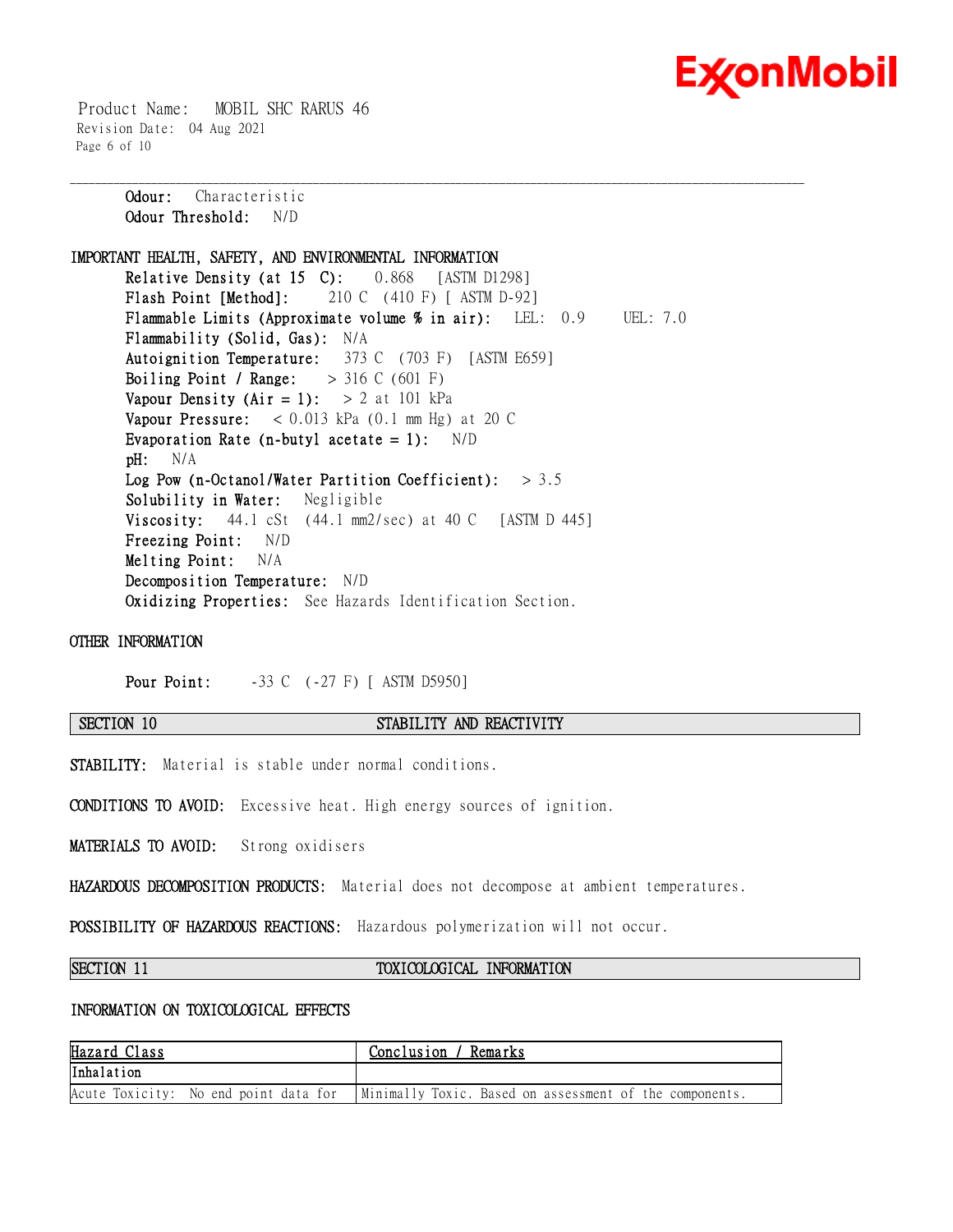**Odour:** Characteristic
**Odour Threshold:** N/D

## IMPORTANT HEALTH, SAFETY, AND ENVIRONMENTAL INFORMATION

**Relative Density (at 15 C):** 0.868 [ASTM D1298]
**Flash Point [Method]:** 210 C (410 F) [ ASTM D-92]
**Flammable Limits (Approximate volume % in air):** LEL: 0.9 UEL: 7.0
**Flammability (Solid, Gas):** N/A
**Autoignition Temperature:** 373 C (703 F) [ASTM E659]
**Boiling Point / Range:** > 316 C (601 F)
**Vapour Density (Air = 1):** > 2 at 101 kPa
**Vapour Pressure:** < 0.013 kPa (0.1 mm Hg) at 20 C
**Evaporation Rate (n-butyl acetate = 1):** N/D
**pH:** N/A
**Log Pow (n-Octanol/Water Partition Coefficient):** > 3.5
**Solubility in Water:** Negligible
**Viscosity:** 44.1 cSt (44.1 mm2/sec) at 40 C [ASTM D 445]
**Freezing Point:** N/D
**Melting Point:** N/A
**Decomposition Temperature:** N/D
**Oxidizing Properties:** See Hazards Identification Section.

## OTHER INFORMATION

**Pour Point:** -33 C (-27 F) [ ASTM D5950]

## SECTION 10 STABILITY AND REACTIVITY

**STABILITY:** Material is stable under normal conditions.

**CONDITIONS TO AVOID:** Excessive heat. High energy sources of ignition.

**MATERIALS TO AVOID:** Strong oxidisers

**HAZARDOUS DECOMPOSITION PRODUCTS:** Material does not decompose at ambient temperatures.

**POSSIBILITY OF HAZARDOUS REACTIONS:** Hazardous polymerization will not occur.

## SECTION 11 TOXICOLOGICAL INFORMATION

### INFORMATION ON TOXICOLOGICAL EFFECTS

| Hazard Class | Conclusion / Remarks |
|---|---|
| Inhalation | |
| Acute Toxicity: No end point data for | Minimally Toxic. Based on assessment of the components. |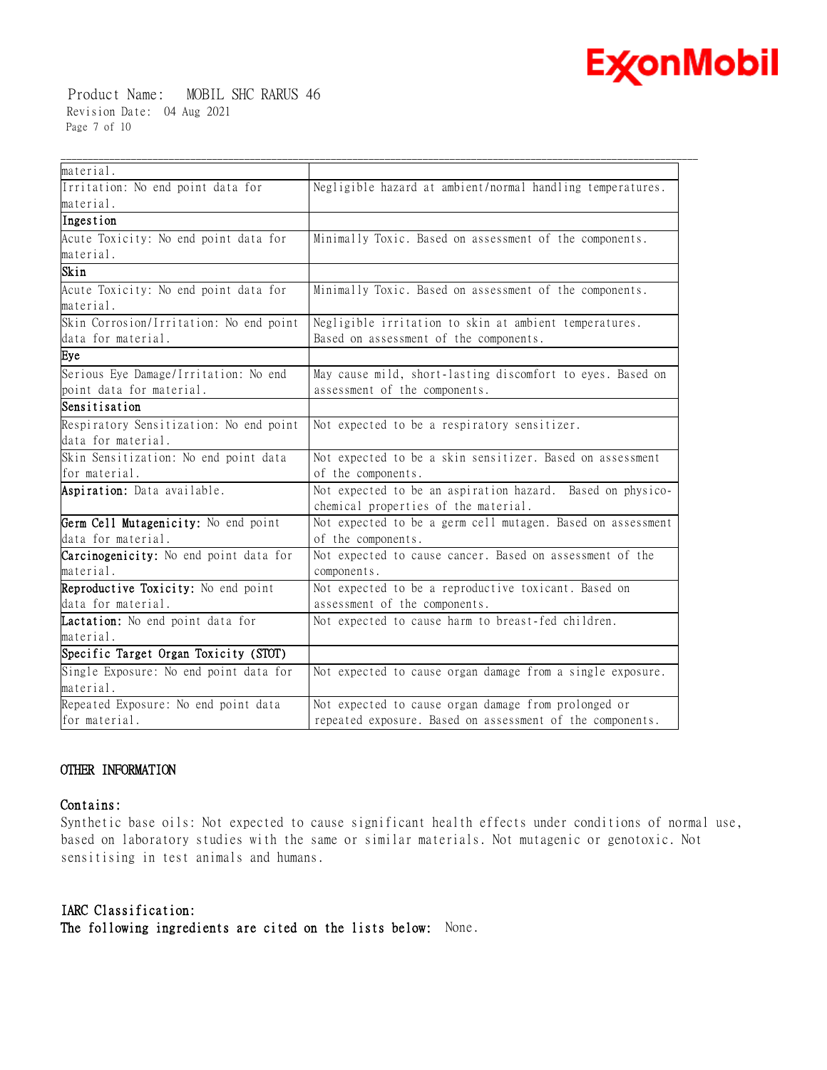| | |
|---|---|
| material. | |
| Irritation: No end point data for material. | Negligible hazard at ambient/normal handling temperatures. |
| **Ingestion** | |
| Acute Toxicity: No end point data for material. | Minimally Toxic. Based on assessment of the components. |
| **Skin** | |
| Acute Toxicity: No end point data for material. | Minimally Toxic. Based on assessment of the components. |
| Skin Corrosion/Irritation: No end point data for material. | Negligible irritation to skin at ambient temperatures. Based on assessment of the components. |
| **Eye** | |
| Serious Eye Damage/Irritation: No end point data for material. | May cause mild, short-lasting discomfort to eyes. Based on assessment of the components. |
| **Sensitisation** | |
| Respiratory Sensitization: No end point data for material. | Not expected to be a respiratory sensitizer. |
| Skin Sensitization: No end point data for material. | Not expected to be a skin sensitizer. Based on assessment of the components. |
| **Aspiration:** Data available. | Not expected to be an aspiration hazard. Based on physico-chemical properties of the material. |
| **Germ Cell Mutagenicity:** No end point data for material. | Not expected to be a germ cell mutagen. Based on assessment of the components. |
| **Carcinogenicity:** No end point data for material. | Not expected to cause cancer. Based on assessment of the components. |
| **Reproductive Toxicity:** No end point data for material. | Not expected to be a reproductive toxicant. Based on assessment of the components. |
| **Lactation:** No end point data for material. | Not expected to cause harm to breast-fed children. |
| **Specific Target Organ Toxicity (STOT)** | |
| Single Exposure: No end point data for material. | Not expected to cause organ damage from a single exposure. |
| Repeated Exposure: No end point data for material. | Not expected to cause organ damage from prolonged or repeated exposure. Based on assessment of the components. |

## OTHER INFORMATION

**Contains:**

Synthetic base oils: Not expected to cause significant health effects under conditions of normal use, based on laboratory studies with the same or similar materials. Not mutagenic or genotoxic. Not sensitising in test animals and humans.

**IARC Classification:**

**The following ingredients are cited on the lists below:** None.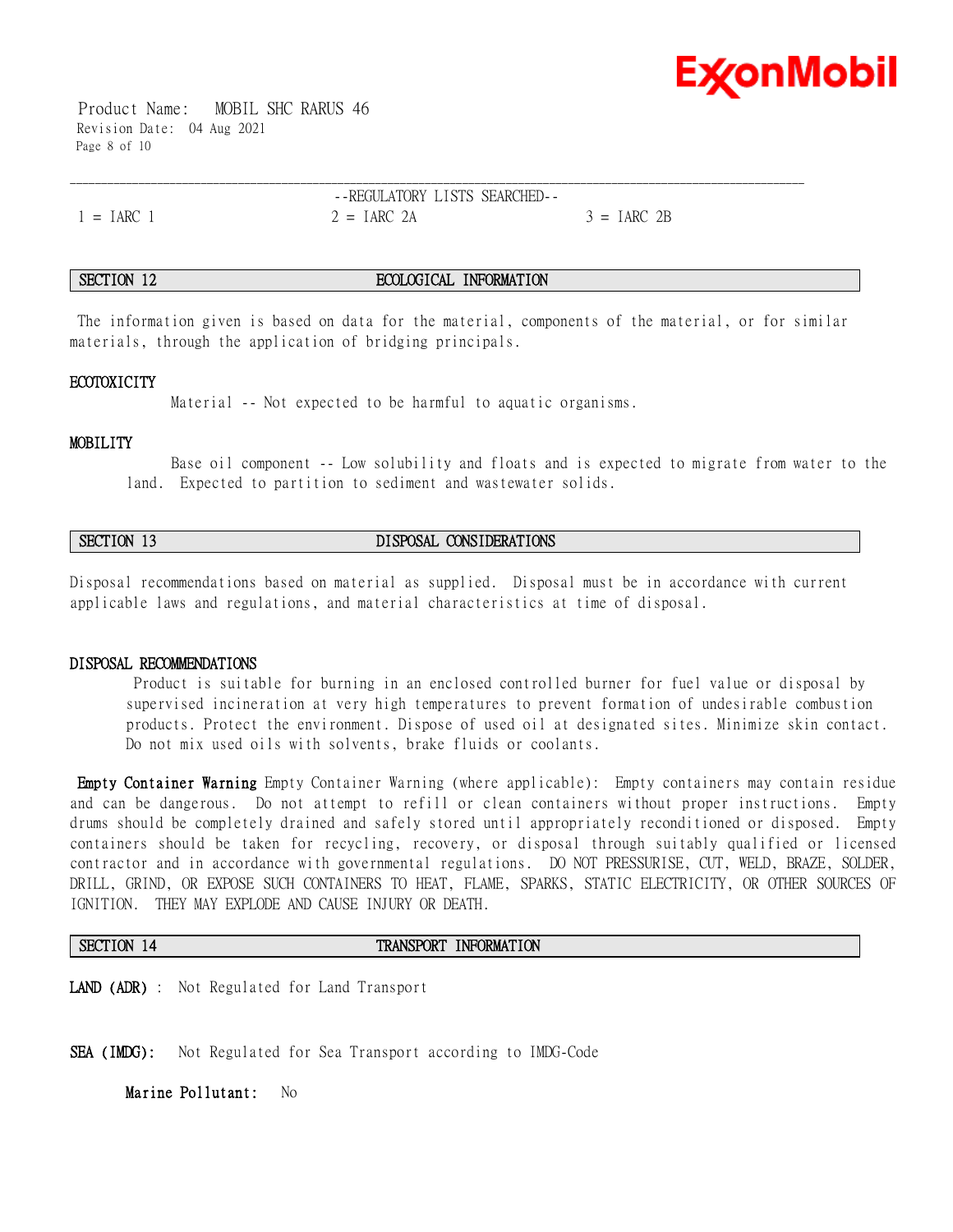--REGULATORY LISTS SEARCHED--

| 1 = IARC 1 | 2 = IARC 2A | 3 = IARC 2B |
|---|---|---|

## SECTION 12 ECOLOGICAL INFORMATION

The information given is based on data for the material, components of the material, or for similar materials, through the application of bridging principals.

**ECOTOXICITY**

Material -- Not expected to be harmful to aquatic organisms.

**MOBILITY**

Base oil component -- Low solubility and floats and is expected to migrate from water to the land. Expected to partition to sediment and wastewater solids.

## SECTION 13 DISPOSAL CONSIDERATIONS

Disposal recommendations based on material as supplied. Disposal must be in accordance with current applicable laws and regulations, and material characteristics at time of disposal.

**DISPOSAL RECOMMENDATIONS**

Product is suitable for burning in an enclosed controlled burner for fuel value or disposal by supervised incineration at very high temperatures to prevent formation of undesirable combustion products. Protect the environment. Dispose of used oil at designated sites. Minimize skin contact. Do not mix used oils with solvents, brake fluids or coolants.

**Empty Container Warning** Empty Container Warning (where applicable): Empty containers may contain residue and can be dangerous. Do not attempt to refill or clean containers without proper instructions. Empty drums should be completely drained and safely stored until appropriately reconditioned or disposed. Empty containers should be taken for recycling, recovery, or disposal through suitably qualified or licensed contractor and in accordance with governmental regulations. DO NOT PRESSURISE, CUT, WELD, BRAZE, SOLDER, DRILL, GRIND, OR EXPOSE SUCH CONTAINERS TO HEAT, FLAME, SPARKS, STATIC ELECTRICITY, OR OTHER SOURCES OF IGNITION. THEY MAY EXPLODE AND CAUSE INJURY OR DEATH.

## SECTION 14 TRANSPORT INFORMATION

**LAND (ADR)** : Not Regulated for Land Transport

**SEA (IMDG):** Not Regulated for Sea Transport according to IMDG-Code

**Marine Pollutant:** No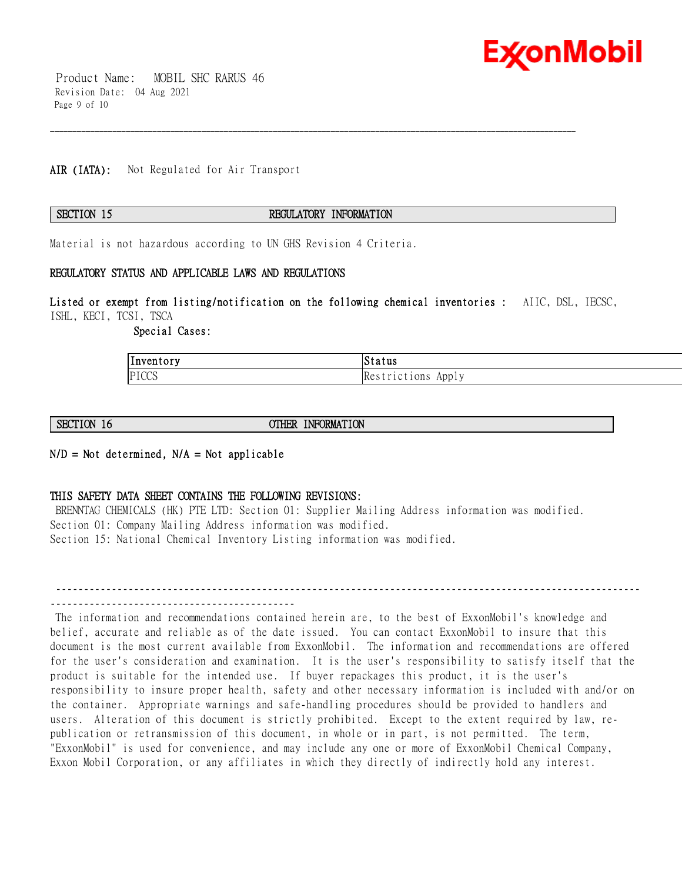**AIR (IATA):** Not Regulated for Air Transport

## SECTION 15 REGULATORY INFORMATION

Material is not hazardous according to UN GHS Revision 4 Criteria.

### REGULATORY STATUS AND APPLICABLE LAWS AND REGULATIONS

**Listed or exempt from listing/notification on the following chemical inventories :** AIIC, DSL, IECSC, ISHL, KECI, TCSI, TSCA

**Special Cases:**

| Inventory | Status |
|---|---|
| PICCS | Restrictions Apply |

## SECTION 16 OTHER INFORMATION

**N/D = Not determined, N/A = Not applicable**

### THIS SAFETY DATA SHEET CONTAINS THE FOLLOWING REVISIONS:

BRENNTAG CHEMICALS (HK) PTE LTD: Section 01: Supplier Mailing Address information was modified.
Section 01: Company Mailing Address information was modified.
Section 15: National Chemical Inventory Listing information was modified.

---

The information and recommendations contained herein are, to the best of ExxonMobil's knowledge and belief, accurate and reliable as of the date issued. You can contact ExxonMobil to insure that this document is the most current available from ExxonMobil. The information and recommendations are offered for the user's consideration and examination. It is the user's responsibility to satisfy itself that the product is suitable for the intended use. If buyer repackages this product, it is the user's responsibility to insure proper health, safety and other necessary information is included with and/or on the container. Appropriate warnings and safe-handling procedures should be provided to handlers and users. Alteration of this document is strictly prohibited. Except to the extent required by law, re-publication or retransmission of this document, in whole or in part, is not permitted. The term, "ExxonMobil" is used for convenience, and may include any one or more of ExxonMobil Chemical Company, Exxon Mobil Corporation, or any affiliates in which they directly of indirectly hold any interest.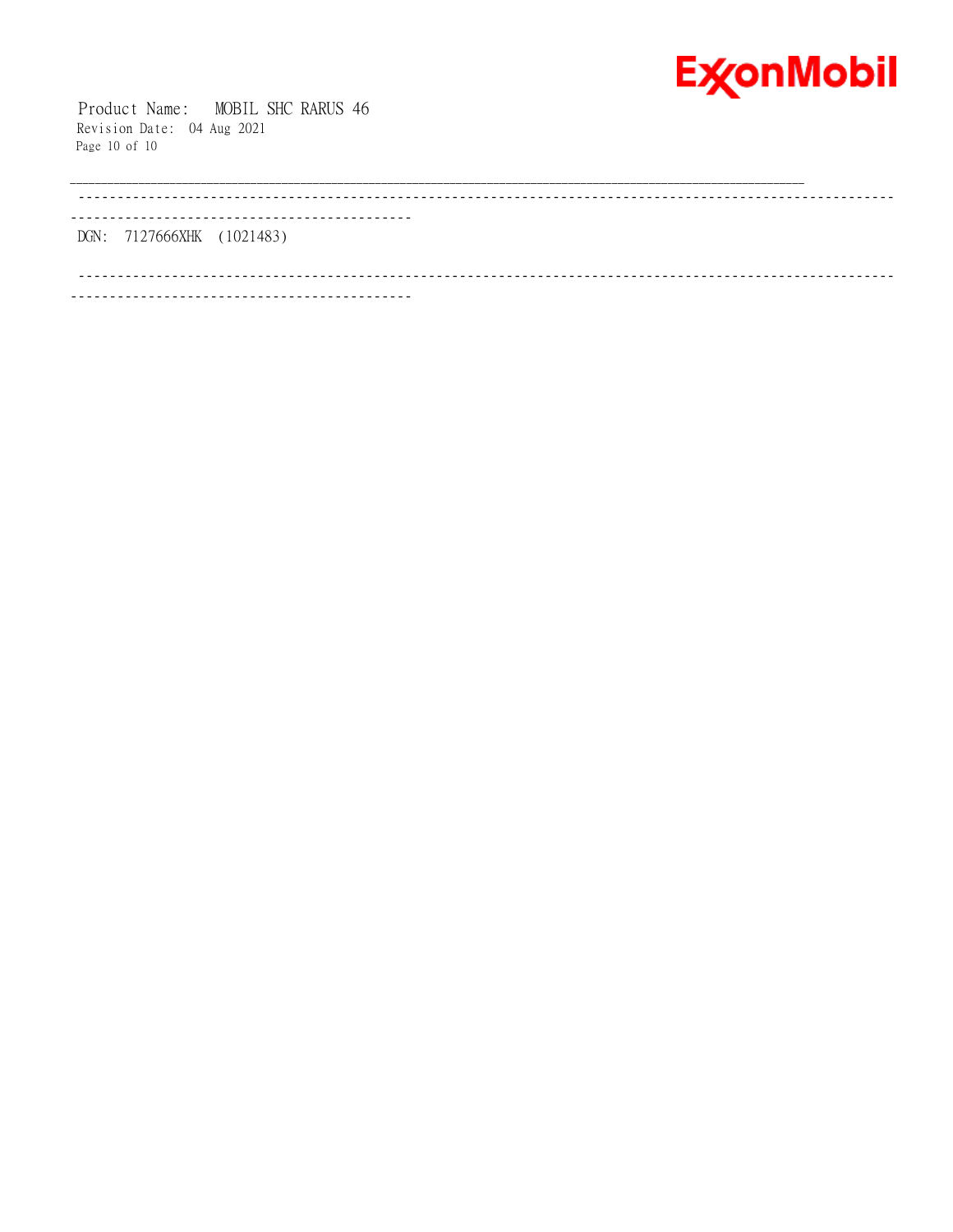DGN: 7127666XHK (1021483)